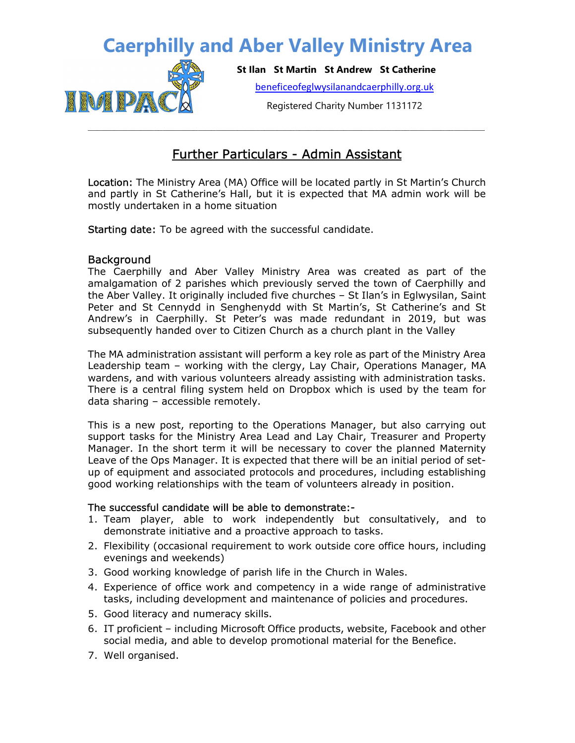# Caerphilly and Aber Valley Ministry Area

**St Ilan St Martin St Andrew St Catherine**

beneficeofeglwysilanandcaerphilly.org.uk

Registered Charity Number 1131172

## Further Particulars - Admin Assistant

Location: The Ministry Area (MA) Office will be located partly in St Martin's Church and partly in St Catherine's Hall, but it is expected that MA admin work will be mostly undertaken in a home situation

Starting date: To be agreed with the successful candidate.

### Background

The Caerphilly and Aber Valley Ministry Area was created as part of the amalgamation of 2 parishes which previously served the town of Caerphilly and the Aber Valley. It originally included five churches – St Ilan's in Eglwysilan, Saint Peter and St Cennydd in Senghenydd with St Martin's, St Catherine's and St Andrew's in Caerphilly. St Peter's was made redundant in 2019, but was subsequently handed over to Citizen Church as a church plant in the Valley

The MA administration assistant will perform a key role as part of the Ministry Area Leadership team – working with the clergy, Lay Chair, Operations Manager, MA wardens, and with various volunteers already assisting with administration tasks. There is a central filing system held on Dropbox which is used by the team for data sharing – accessible remotely.

This is a new post, reporting to the Operations Manager, but also carrying out support tasks for the Ministry Area Lead and Lay Chair, Treasurer and Property Manager. In the short term it will be necessary to cover the planned Maternity Leave of the Ops Manager. It is expected that there will be an initial period of set-up of equipment and associated protocols and procedures, including establishing good working relationships with the team of volunteers already in position.

The successful candidate will be able to demonstrate:-

1. Team player, able to work independently but consultatively, and to demonstrate initiative and a proactive approach to tasks.
2. Flexibility (occasional requirement to work outside core office hours, including evenings and weekends)
3. Good working knowledge of parish life in the Church in Wales.
4. Experience of office work and competency in a wide range of administrative tasks, including development and maintenance of policies and procedures.
5. Good literacy and numeracy skills.
6. IT proficient – including Microsoft Office products, website, Facebook and other social media, and able to develop promotional material for the Benefice.
7. Well organised.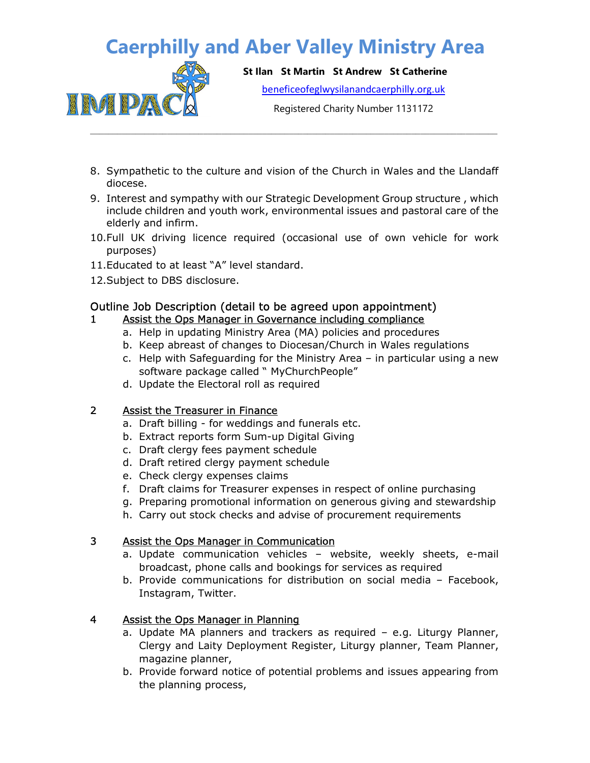8. Sympathetic to the culture and vision of the Church in Wales and the Llandaff diocese.
9. Interest and sympathy with our Strategic Development Group structure , which include children and youth work, environmental issues and pastoral care of the elderly and infirm.
10. Full UK driving licence required (occasional use of own vehicle for work purposes)
11. Educated to at least “A” level standard.
12. Subject to DBS disclosure.

## Outline Job Description (detail to be agreed upon appointment)

1 Assist the Ops Manager in Governance including compliance

   a. Help in updating Ministry Area (MA) policies and procedures
   b. Keep abreast of changes to Diocesan/Church in Wales regulations
   c. Help with Safeguarding for the Ministry Area – in particular using a new software package called “ MyChurchPeople”
   d. Update the Electoral roll as required

2 Assist the Treasurer in Finance

   a. Draft billing - for weddings and funerals etc.
   b. Extract reports form Sum-up Digital Giving
   c. Draft clergy fees payment schedule
   d. Draft retired clergy payment schedule
   e. Check clergy expenses claims
   f. Draft claims for Treasurer expenses in respect of online purchasing
   g. Preparing promotional information on generous giving and stewardship
   h. Carry out stock checks and advise of procurement requirements

3 Assist the Ops Manager in Communication

   a. Update communication vehicles – website, weekly sheets, e-mail broadcast, phone calls and bookings for services as required
   b. Provide communications for distribution on social media – Facebook, Instagram, Twitter.

4 Assist the Ops Manager in Planning

   a. Update MA planners and trackers as required – e.g. Liturgy Planner, Clergy and Laity Deployment Register, Liturgy planner, Team Planner, magazine planner,
   b. Provide forward notice of potential problems and issues appearing from the planning process,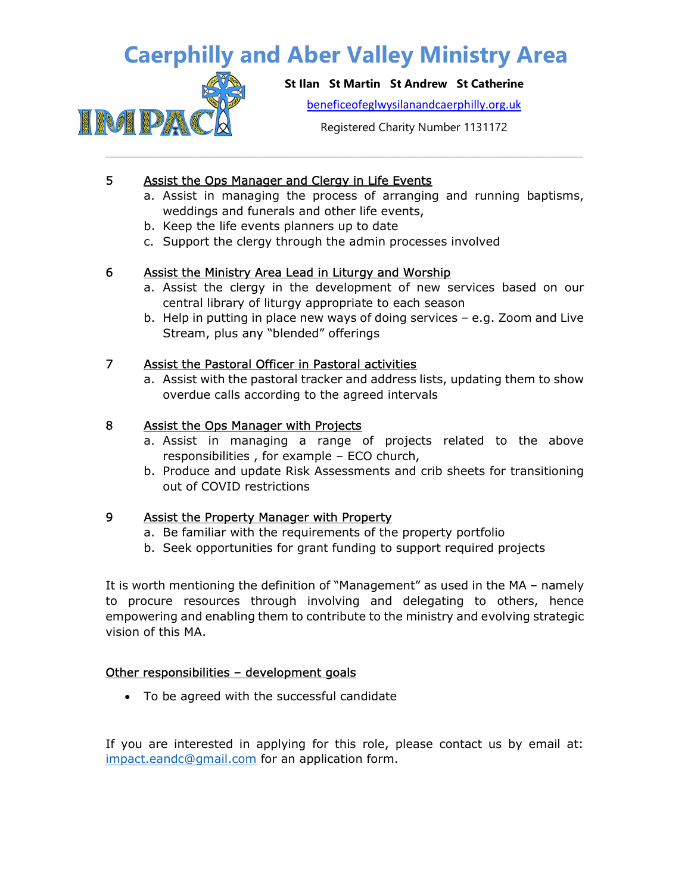# Caerphilly and Aber Valley Ministry Area

**St Ilan St Martin St Andrew St Catherine**

beneficeofeglwysilanandcaerphilly.org.uk

Registered Charity Number 1131172

5 Assist the Ops Manager and Clergy in Life Events

   a. Assist in managing the process of arranging and running baptisms, weddings and funerals and other life events,
   b. Keep the life events planners up to date
   c. Support the clergy through the admin processes involved

6 Assist the Ministry Area Lead in Liturgy and Worship

   a. Assist the clergy in the development of new services based on our central library of liturgy appropriate to each season
   b. Help in putting in place new ways of doing services – e.g. Zoom and Live Stream, plus any "blended" offerings

7 Assist the Pastoral Officer in Pastoral activities

   a. Assist with the pastoral tracker and address lists, updating them to show overdue calls according to the agreed intervals

8 Assist the Ops Manager with Projects

   a. Assist in managing a range of projects related to the above responsibilities , for example – ECO church,
   b. Produce and update Risk Assessments and crib sheets for transitioning out of COVID restrictions

9 Assist the Property Manager with Property

   a. Be familiar with the requirements of the property portfolio
   b. Seek opportunities for grant funding to support required projects

It is worth mentioning the definition of "Management" as used in the MA – namely to procure resources through involving and delegating to others, hence empowering and enabling them to contribute to the ministry and evolving strategic vision of this MA.

Other responsibilities – development goals

- To be agreed with the successful candidate

If you are interested in applying for this role, please contact us by email at: impact.eandc@gmail.com for an application form.